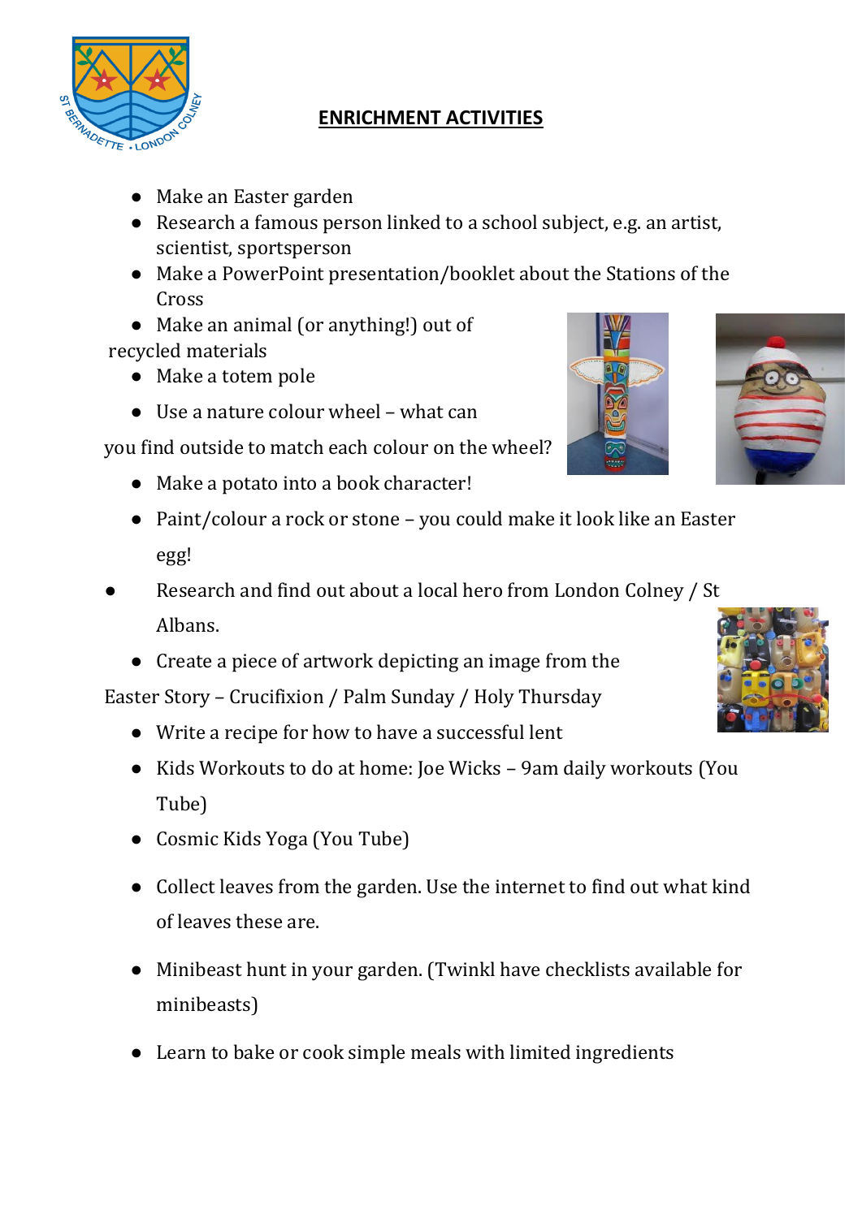# ENRICHMENT ACTIVITIES

- Make an Easter garden
- Research a famous person linked to a school subject, e.g. an artist, scientist, sportsperson
- Make a PowerPoint presentation/booklet about the Stations of the Cross
- Make an animal (or anything!) out of recycled materials
- Make a totem pole
- Use a nature colour wheel – what can you find outside to match each colour on the wheel?
- Make a potato into a book character!
- Paint/colour a rock or stone – you could make it look like an Easter egg!
- Research and find out about a local hero from London Colney / St Albans.
- Create a piece of artwork depicting an image from the Easter Story – Crucifixion / Palm Sunday / Holy Thursday
- Write a recipe for how to have a successful lent
- Kids Workouts to do at home: Joe Wicks – 9am daily workouts (You Tube)
- Cosmic Kids Yoga (You Tube)
- Collect leaves from the garden. Use the internet to find out what kind of leaves these are.
- Minibeast hunt in your garden. (Twinkl have checklists available for minibeasts)
- Learn to bake or cook simple meals with limited ingredients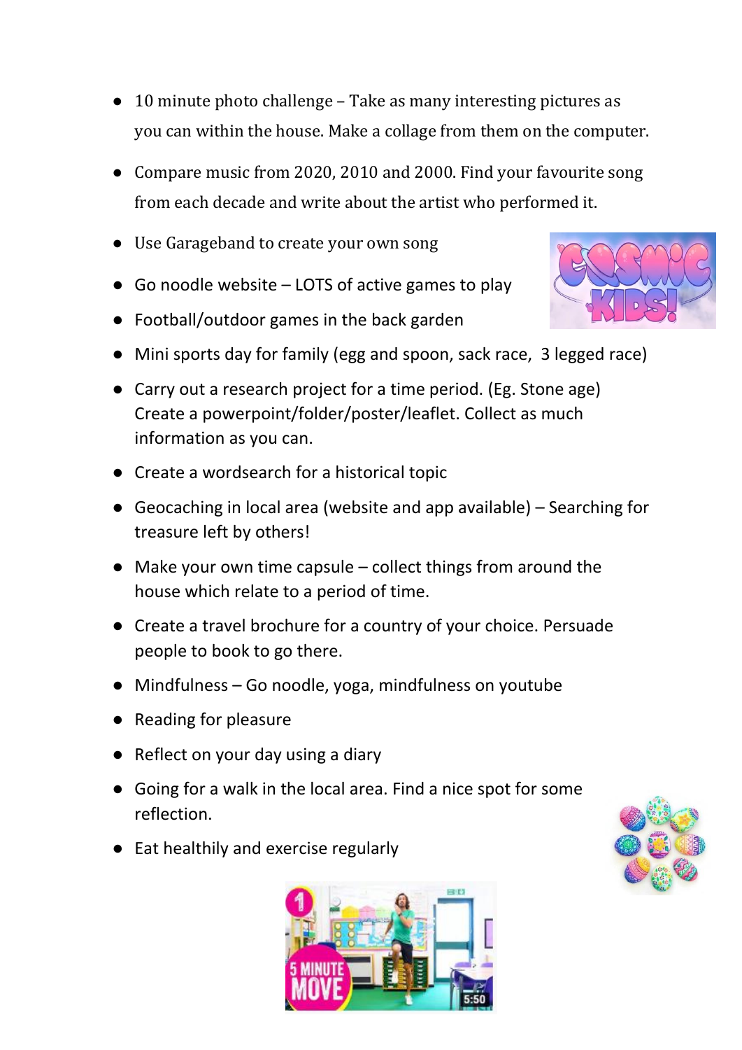- 10 minute photo challenge – Take as many interesting pictures as you can within the house. Make a collage from them on the computer.
- Compare music from 2020, 2010 and 2000. Find your favourite song from each decade and write about the artist who performed it.
- Use Garageband to create your own song
- Go noodle website – LOTS of active games to play
- Football/outdoor games in the back garden
- Mini sports day for family (egg and spoon, sack race, 3 legged race)
- Carry out a research project for a time period. (Eg. Stone age) Create a powerpoint/folder/poster/leaflet. Collect as much information as you can.
- Create a wordsearch for a historical topic
- Geocaching in local area (website and app available) – Searching for treasure left by others!
- Make your own time capsule – collect things from around the house which relate to a period of time.
- Create a travel brochure for a country of your choice. Persuade people to book to go there.
- Mindfulness – Go noodle, yoga, mindfulness on youtube
- Reading for pleasure
- Reflect on your day using a diary
- Going for a walk in the local area. Find a nice spot for some reflection.
- Eat healthily and exercise regularly